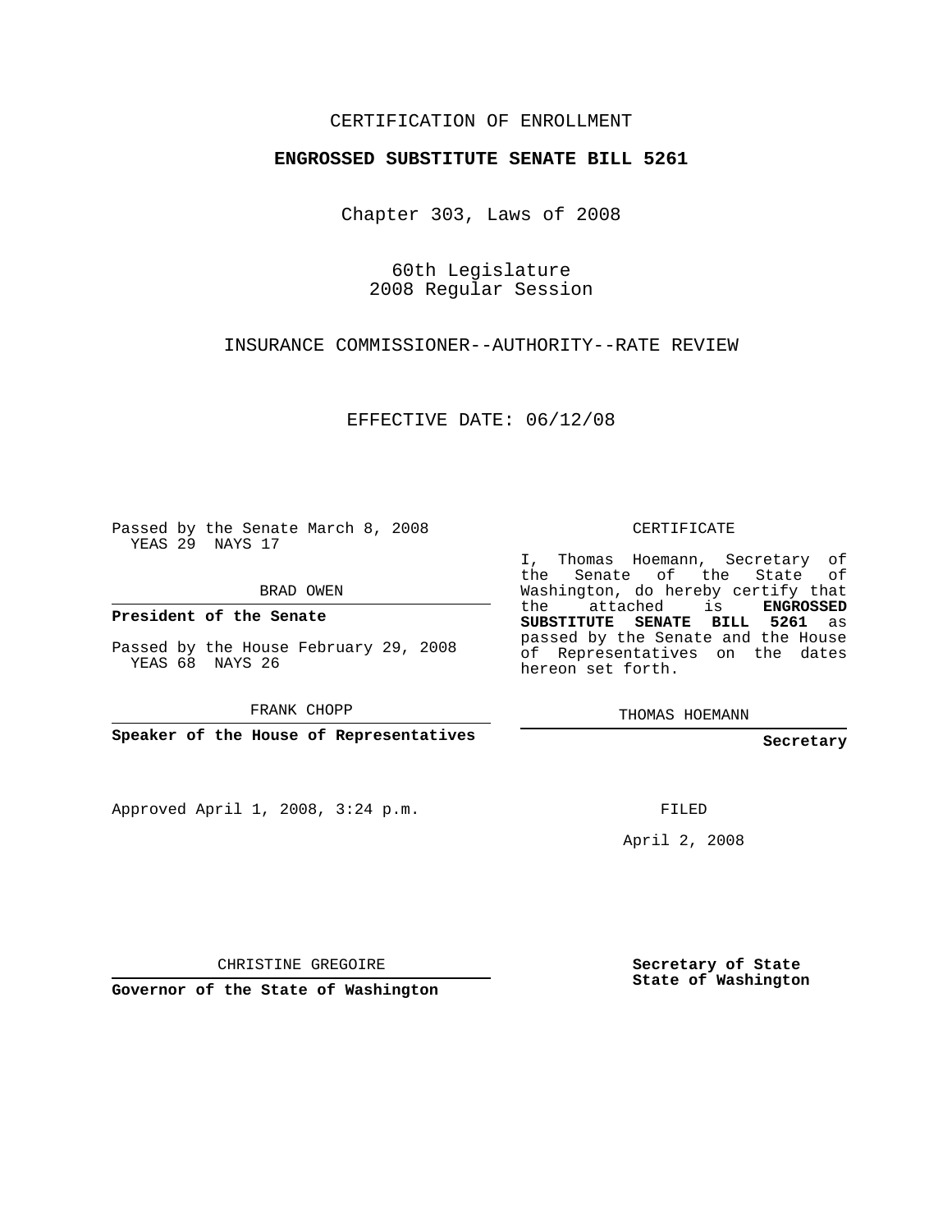CERTIFICATION OF ENROLLMENT

**ENGROSSED SUBSTITUTE SENATE BILL 5261**

Chapter 303, Laws of 2008

60th Legislature
2008 Regular Session

INSURANCE COMMISSIONER--AUTHORITY--RATE REVIEW

EFFECTIVE DATE: 06/12/08

Passed by the Senate March 8, 2008
YEAS 29 NAYS 17

BRAD OWEN

**President of the Senate**

Passed by the House February 29, 2008
YEAS 68 NAYS 26

FRANK CHOPP

**Speaker of the House of Representatives**

Approved April 1, 2008, 3:24 p.m.

CHRISTINE GREGOIRE

**Governor of the State of Washington**

CERTIFICATE

I, Thomas Hoemann, Secretary of the Senate of the State of Washington, do hereby certify that the attached is **ENGROSSED SUBSTITUTE SENATE BILL 5261** as passed by the Senate and the House of Representatives on the dates hereon set forth.

THOMAS HOEMANN

**Secretary**

FILED

April 2, 2008

**Secretary of State**
**State of Washington**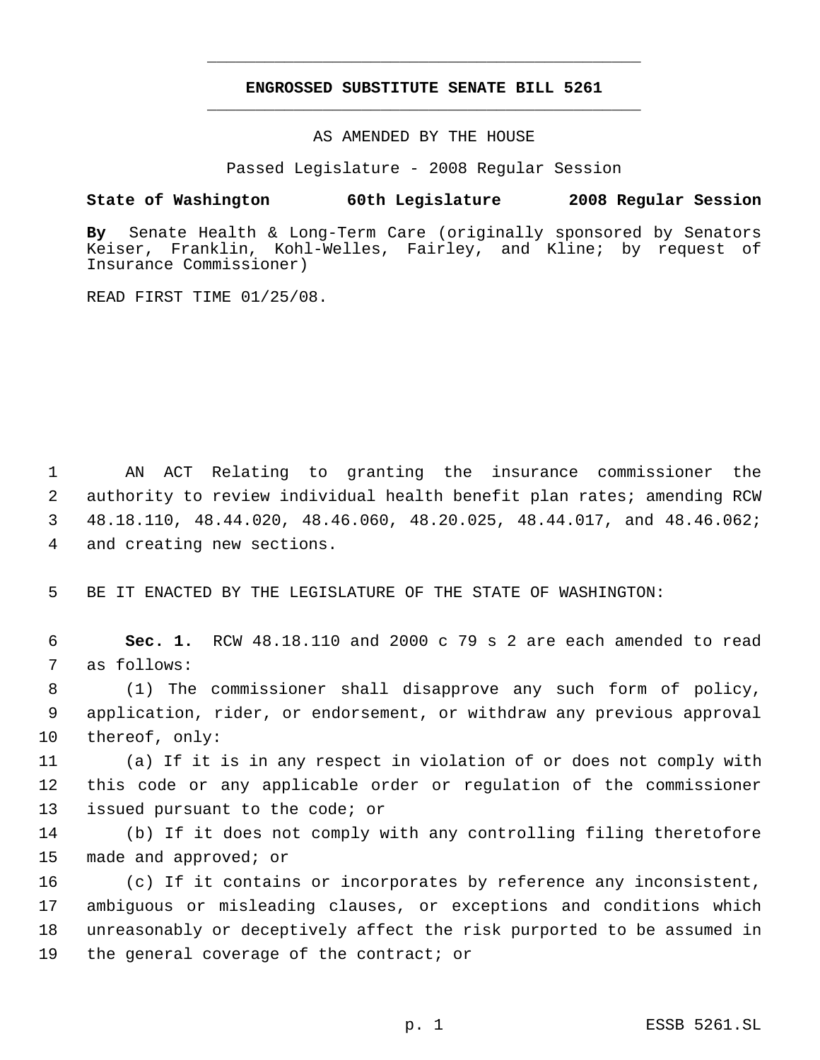# ENGROSSED SUBSTITUTE SENATE BILL 5261

AS AMENDED BY THE HOUSE

Passed Legislature - 2008 Regular Session

**State of Washington 60th Legislature 2008 Regular Session**

**By** Senate Health & Long-Term Care (originally sponsored by Senators Keiser, Franklin, Kohl-Welles, Fairley, and Kline; by request of Insurance Commissioner)

READ FIRST TIME 01/25/08.

AN ACT Relating to granting the insurance commissioner the authority to review individual health benefit plan rates; amending RCW 48.18.110, 48.44.020, 48.46.060, 48.20.025, 48.44.017, and 48.46.062; and creating new sections.

BE IT ENACTED BY THE LEGISLATURE OF THE STATE OF WASHINGTON:

**Sec. 1.** RCW 48.18.110 and 2000 c 79 s 2 are each amended to read as follows:

(1) The commissioner shall disapprove any such form of policy, application, rider, or endorsement, or withdraw any previous approval thereof, only:

(a) If it is in any respect in violation of or does not comply with this code or any applicable order or regulation of the commissioner issued pursuant to the code; or

(b) If it does not comply with any controlling filing theretofore made and approved; or

(c) If it contains or incorporates by reference any inconsistent, ambiguous or misleading clauses, or exceptions and conditions which unreasonably or deceptively affect the risk purported to be assumed in the general coverage of the contract; or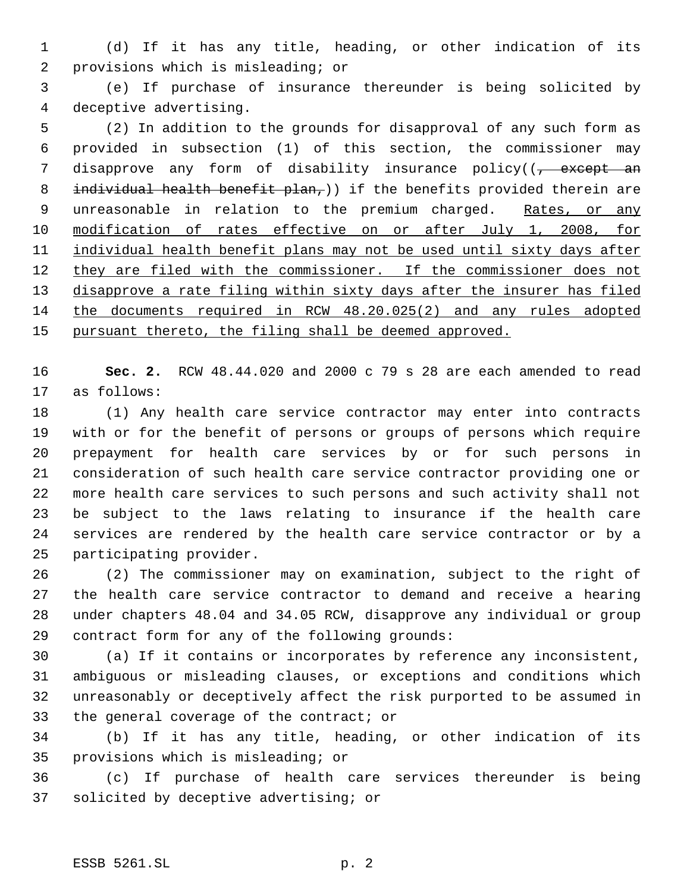(d) If it has any title, heading, or other indication of its provisions which is misleading; or

(e) If purchase of insurance thereunder is being solicited by deceptive advertising.

(2) In addition to the grounds for disapproval of any such form as provided in subsection (1) of this section, the commissioner may disapprove any form of disability insurance policy((~~, except an individual health benefit plan,~~)) if the benefits provided therein are unreasonable in relation to the premium charged. <u>Rates, or any modification of rates effective on or after July 1, 2008, for individual health benefit plans may not be used until sixty days after they are filed with the commissioner. If the commissioner does not disapprove a rate filing within sixty days after the insurer has filed the documents required in RCW 48.20.025(2) and any rules adopted pursuant thereto, the filing shall be deemed approved.</u>

**Sec. 2.** RCW 48.44.020 and 2000 c 79 s 28 are each amended to read as follows:

(1) Any health care service contractor may enter into contracts with or for the benefit of persons or groups of persons which require prepayment for health care services by or for such persons in consideration of such health care service contractor providing one or more health care services to such persons and such activity shall not be subject to the laws relating to insurance if the health care services are rendered by the health care service contractor or by a participating provider.

(2) The commissioner may on examination, subject to the right of the health care service contractor to demand and receive a hearing under chapters 48.04 and 34.05 RCW, disapprove any individual or group contract form for any of the following grounds:

(a) If it contains or incorporates by reference any inconsistent, ambiguous or misleading clauses, or exceptions and conditions which unreasonably or deceptively affect the risk purported to be assumed in the general coverage of the contract; or

(b) If it has any title, heading, or other indication of its provisions which is misleading; or

(c) If purchase of health care services thereunder is being solicited by deceptive advertising; or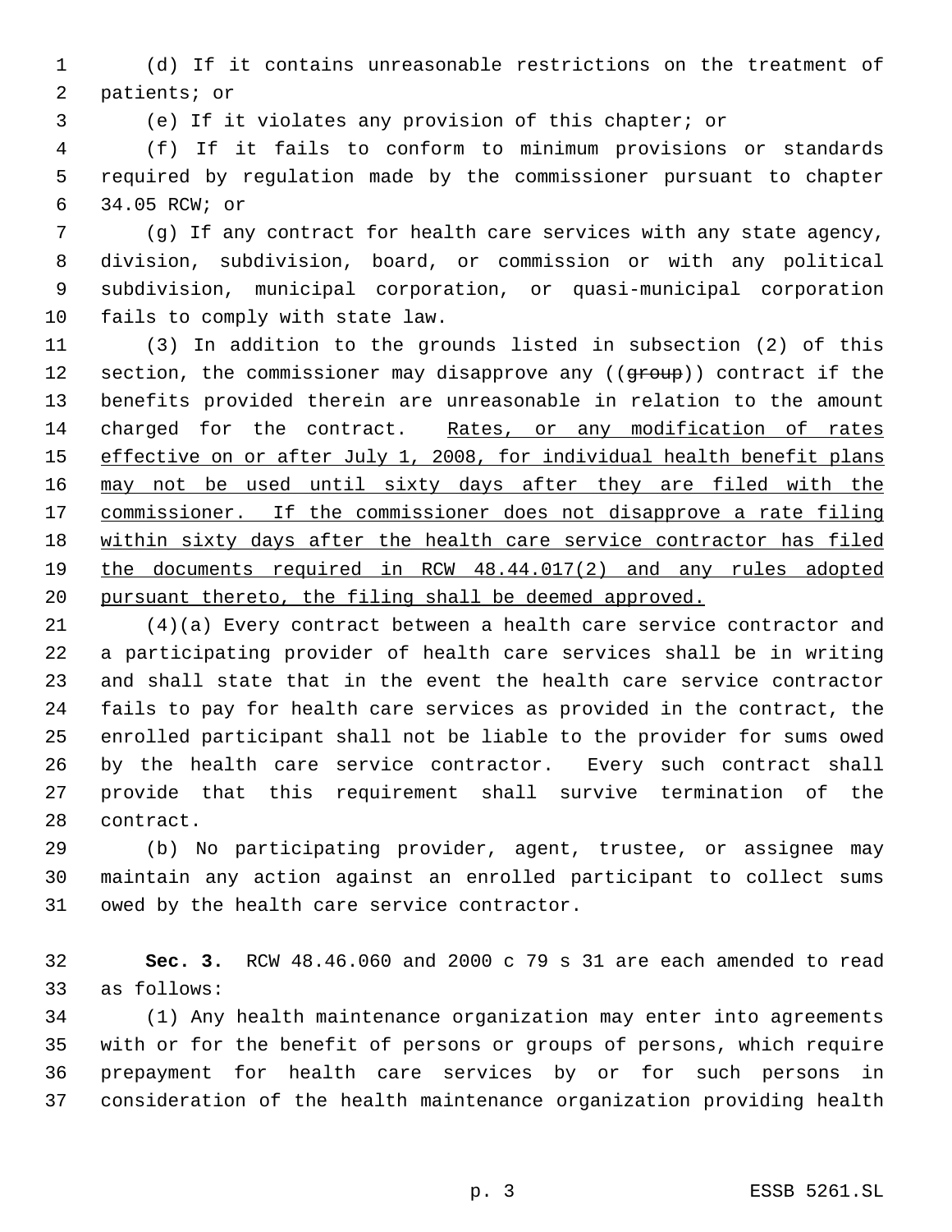(d) If it contains unreasonable restrictions on the treatment of patients; or

(e) If it violates any provision of this chapter; or

(f) If it fails to conform to minimum provisions or standards required by regulation made by the commissioner pursuant to chapter 34.05 RCW; or

(g) If any contract for health care services with any state agency, division, subdivision, board, or commission or with any political subdivision, municipal corporation, or quasi-municipal corporation fails to comply with state law.

(3) In addition to the grounds listed in subsection (2) of this section, the commissioner may disapprove any ((~~group~~)) contract if the benefits provided therein are unreasonable in relation to the amount charged for the contract. <u>Rates, or any modification of rates effective on or after July 1, 2008, for individual health benefit plans may not be used until sixty days after they are filed with the commissioner. If the commissioner does not disapprove a rate filing within sixty days after the health care service contractor has filed the documents required in RCW 48.44.017(2) and any rules adopted pursuant thereto, the filing shall be deemed approved.</u>

(4)(a) Every contract between a health care service contractor and a participating provider of health care services shall be in writing and shall state that in the event the health care service contractor fails to pay for health care services as provided in the contract, the enrolled participant shall not be liable to the provider for sums owed by the health care service contractor. Every such contract shall provide that this requirement shall survive termination of the contract.

(b) No participating provider, agent, trustee, or assignee may maintain any action against an enrolled participant to collect sums owed by the health care service contractor.

**Sec. 3.** RCW 48.46.060 and 2000 c 79 s 31 are each amended to read as follows:

(1) Any health maintenance organization may enter into agreements with or for the benefit of persons or groups of persons, which require prepayment for health care services by or for such persons in consideration of the health maintenance organization providing health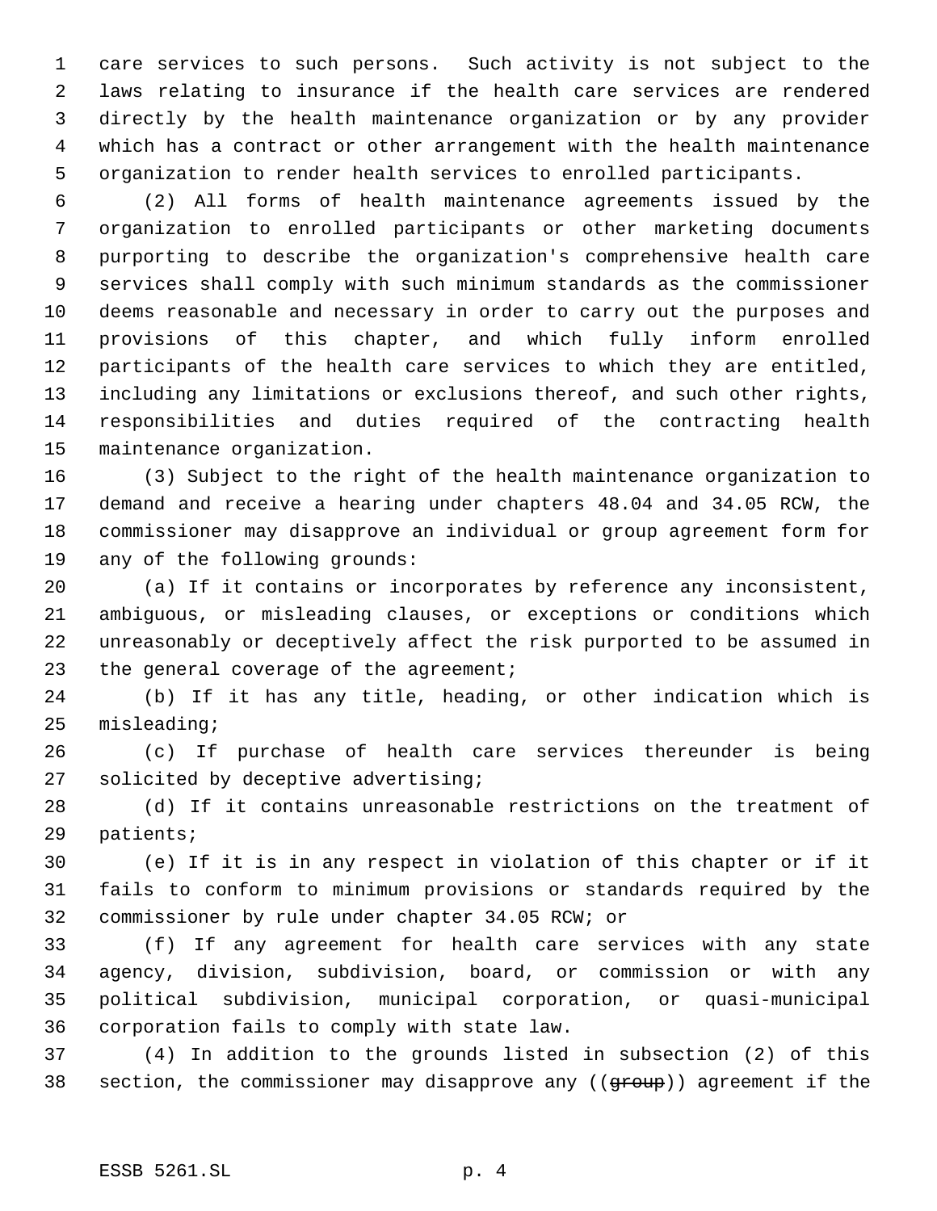care services to such persons. Such activity is not subject to the laws relating to insurance if the health care services are rendered directly by the health maintenance organization or by any provider which has a contract or other arrangement with the health maintenance organization to render health services to enrolled participants.

(2) All forms of health maintenance agreements issued by the organization to enrolled participants or other marketing documents purporting to describe the organization's comprehensive health care services shall comply with such minimum standards as the commissioner deems reasonable and necessary in order to carry out the purposes and provisions of this chapter, and which fully inform enrolled participants of the health care services to which they are entitled, including any limitations or exclusions thereof, and such other rights, responsibilities and duties required of the contracting health maintenance organization.

(3) Subject to the right of the health maintenance organization to demand and receive a hearing under chapters 48.04 and 34.05 RCW, the commissioner may disapprove an individual or group agreement form for any of the following grounds:

(a) If it contains or incorporates by reference any inconsistent, ambiguous, or misleading clauses, or exceptions or conditions which unreasonably or deceptively affect the risk purported to be assumed in the general coverage of the agreement;

(b) If it has any title, heading, or other indication which is misleading;

(c) If purchase of health care services thereunder is being solicited by deceptive advertising;

(d) If it contains unreasonable restrictions on the treatment of patients;

(e) If it is in any respect in violation of this chapter or if it fails to conform to minimum provisions or standards required by the commissioner by rule under chapter 34.05 RCW; or

(f) If any agreement for health care services with any state agency, division, subdivision, board, or commission or with any political subdivision, municipal corporation, or quasi-municipal corporation fails to comply with state law.

(4) In addition to the grounds listed in subsection (2) of this section, the commissioner may disapprove any ((~~group~~)) agreement if the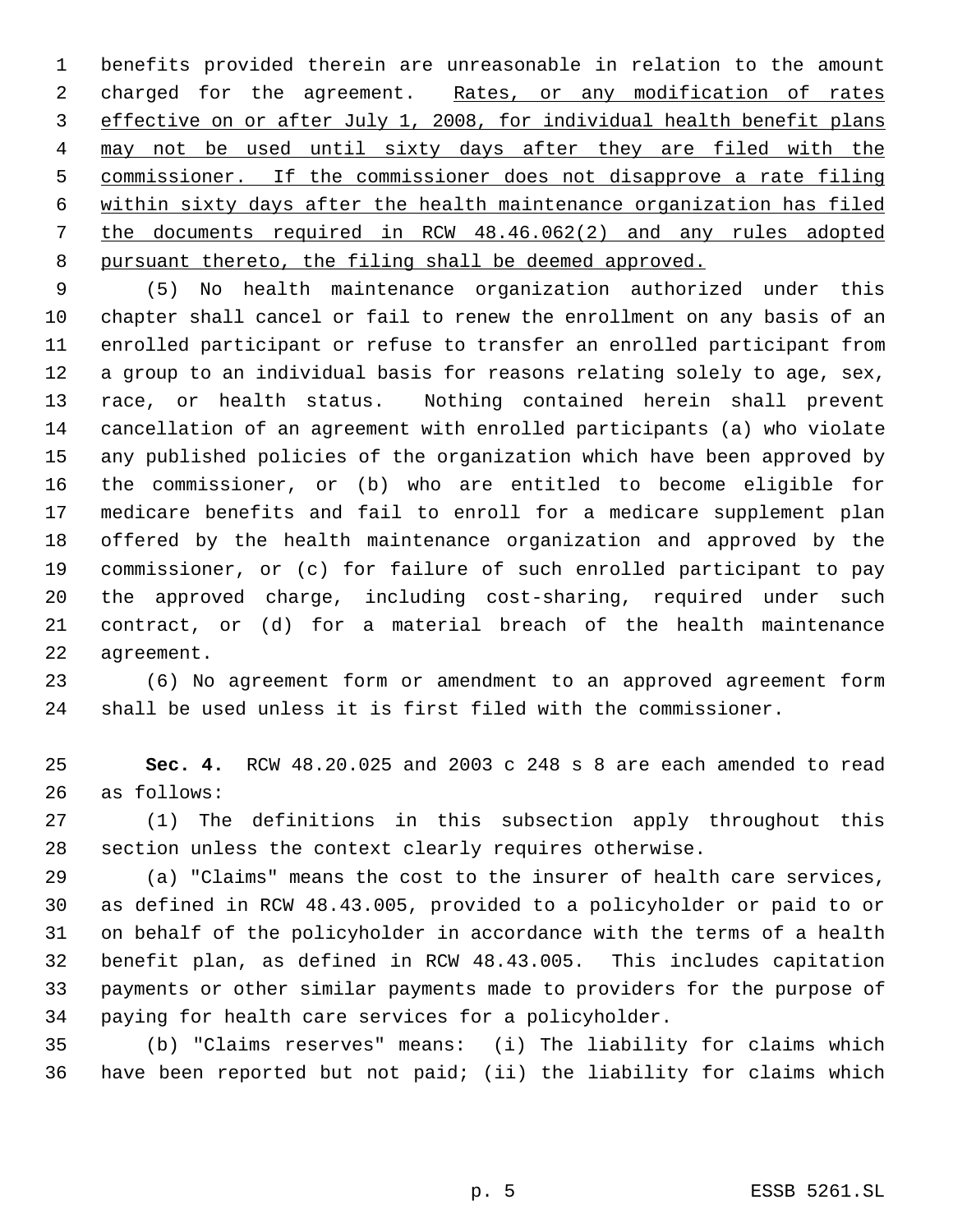benefits provided therein are unreasonable in relation to the amount charged for the agreement. Rates, or any modification of rates effective on or after July 1, 2008, for individual health benefit plans may not be used until sixty days after they are filed with the commissioner. If the commissioner does not disapprove a rate filing within sixty days after the health maintenance organization has filed the documents required in RCW 48.46.062(2) and any rules adopted pursuant thereto, the filing shall be deemed approved.

(5) No health maintenance organization authorized under this chapter shall cancel or fail to renew the enrollment on any basis of an enrolled participant or refuse to transfer an enrolled participant from a group to an individual basis for reasons relating solely to age, sex, race, or health status. Nothing contained herein shall prevent cancellation of an agreement with enrolled participants (a) who violate any published policies of the organization which have been approved by the commissioner, or (b) who are entitled to become eligible for medicare benefits and fail to enroll for a medicare supplement plan offered by the health maintenance organization and approved by the commissioner, or (c) for failure of such enrolled participant to pay the approved charge, including cost-sharing, required under such contract, or (d) for a material breach of the health maintenance agreement.

(6) No agreement form or amendment to an approved agreement form shall be used unless it is first filed with the commissioner.

**Sec. 4.** RCW 48.20.025 and 2003 c 248 s 8 are each amended to read as follows:

(1) The definitions in this subsection apply throughout this section unless the context clearly requires otherwise.

(a) "Claims" means the cost to the insurer of health care services, as defined in RCW 48.43.005, provided to a policyholder or paid to or on behalf of the policyholder in accordance with the terms of a health benefit plan, as defined in RCW 48.43.005. This includes capitation payments or other similar payments made to providers for the purpose of paying for health care services for a policyholder.

(b) "Claims reserves" means: (i) The liability for claims which have been reported but not paid; (ii) the liability for claims which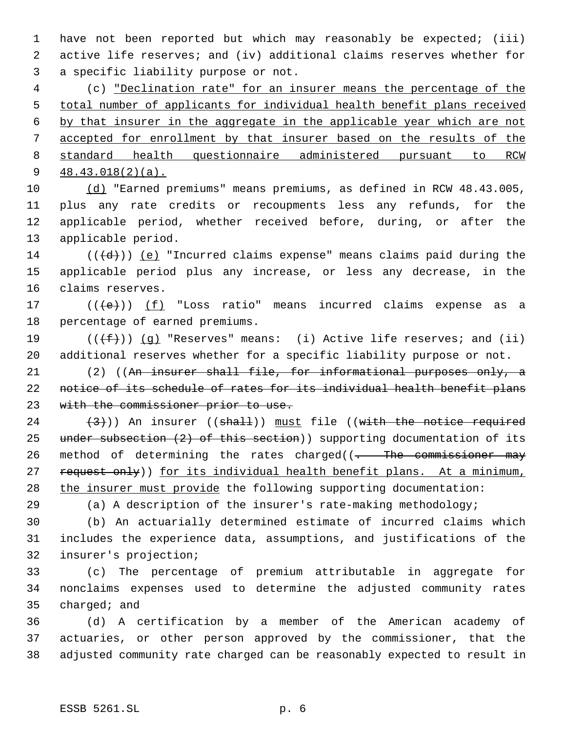have not been reported but which may reasonably be expected; (iii) active life reserves; and (iv) additional claims reserves whether for a specific liability purpose or not.

(c) "Declination rate" for an insurer means the percentage of the total number of applicants for individual health benefit plans received by that insurer in the aggregate in the applicable year which are not accepted for enrollment by that insurer based on the results of the standard health questionnaire administered pursuant to RCW 48.43.018(2)(a).

(d) "Earned premiums" means premiums, as defined in RCW 48.43.005, plus any rate credits or recoupments less any refunds, for the applicable period, whether received before, during, or after the applicable period.

(((d))) (e) "Incurred claims expense" means claims paid during the applicable period plus any increase, or less any decrease, in the claims reserves.

(((e))) (f) "Loss ratio" means incurred claims expense as a percentage of earned premiums.

(((f))) (g) "Reserves" means: (i) Active life reserves; and (ii) additional reserves whether for a specific liability purpose or not.

(2) ((An insurer shall file, for informational purposes only, a notice of its schedule of rates for its individual health benefit plans with the commissioner prior to use.

(3))) An insurer ((shall)) must file ((with the notice required under subsection (2) of this section)) supporting documentation of its method of determining the rates charged((. The commissioner may request only)) for its individual health benefit plans. At a minimum, the insurer must provide the following supporting documentation:

(a) A description of the insurer's rate-making methodology;

(b) An actuarially determined estimate of incurred claims which includes the experience data, assumptions, and justifications of the insurer's projection;

(c) The percentage of premium attributable in aggregate for nonclaims expenses used to determine the adjusted community rates charged; and

(d) A certification by a member of the American academy of actuaries, or other person approved by the commissioner, that the adjusted community rate charged can be reasonably expected to result in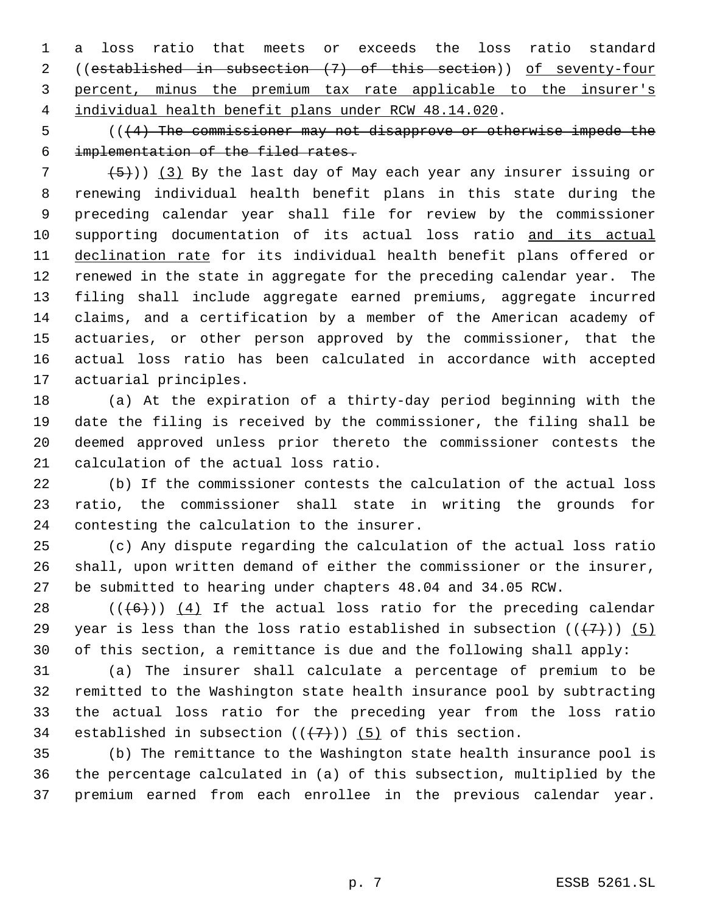a loss ratio that meets or exceeds the loss ratio standard ((~~established in subsection (7) of this section~~)) <u>of seventy-four percent, minus the premium tax rate applicable to the insurer's individual health benefit plans under RCW 48.14.020</u>.

((~~(4) The commissioner may not disapprove or otherwise impede the implementation of the filed rates.~~

~~(5)~~)) <u>(3)</u> By the last day of May each year any insurer issuing or renewing individual health benefit plans in this state during the preceding calendar year shall file for review by the commissioner supporting documentation of its actual loss ratio <u>and its actual declination rate</u> for its individual health benefit plans offered or renewed in the state in aggregate for the preceding calendar year. The filing shall include aggregate earned premiums, aggregate incurred claims, and a certification by a member of the American academy of actuaries, or other person approved by the commissioner, that the actual loss ratio has been calculated in accordance with accepted actuarial principles.

(a) At the expiration of a thirty-day period beginning with the date the filing is received by the commissioner, the filing shall be deemed approved unless prior thereto the commissioner contests the calculation of the actual loss ratio.

(b) If the commissioner contests the calculation of the actual loss ratio, the commissioner shall state in writing the grounds for contesting the calculation to the insurer.

(c) Any dispute regarding the calculation of the actual loss ratio shall, upon written demand of either the commissioner or the insurer, be submitted to hearing under chapters 48.04 and 34.05 RCW.

((~~(6)~~)) <u>(4)</u> If the actual loss ratio for the preceding calendar year is less than the loss ratio established in subsection ((~~(7)~~)) <u>(5)</u> of this section, a remittance is due and the following shall apply:

(a) The insurer shall calculate a percentage of premium to be remitted to the Washington state health insurance pool by subtracting the actual loss ratio for the preceding year from the loss ratio established in subsection ((~~(7)~~)) <u>(5)</u> of this section.

(b) The remittance to the Washington state health insurance pool is the percentage calculated in (a) of this subsection, multiplied by the premium earned from each enrollee in the previous calendar year.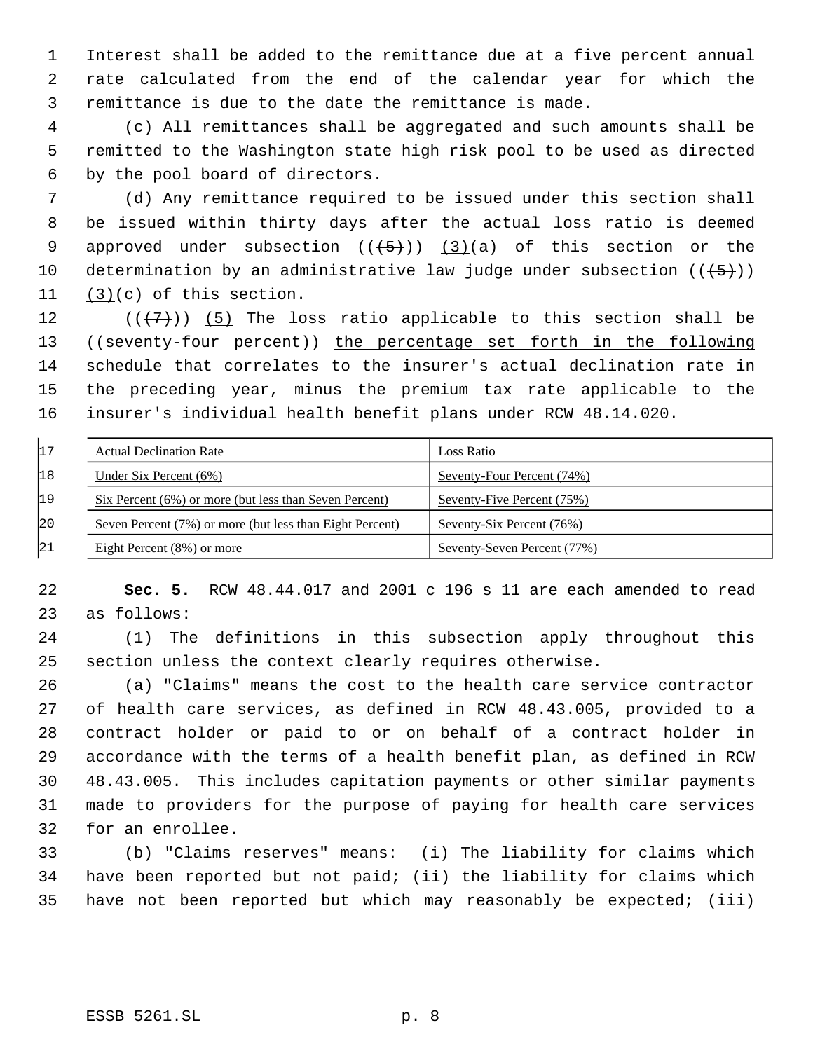Interest shall be added to the remittance due at a five percent annual rate calculated from the end of the calendar year for which the remittance is due to the date the remittance is made.

(c) All remittances shall be aggregated and such amounts shall be remitted to the Washington state high risk pool to be used as directed by the pool board of directors.

(d) Any remittance required to be issued under this section shall be issued within thirty days after the actual loss ratio is deemed approved under subsection ((~~(5)~~)) <u>(3)</u>(a) of this section or the determination by an administrative law judge under subsection ((~~(5)~~)) <u>(3)</u>(c) of this section.

((~~(7)~~)) <u>(5)</u> The loss ratio applicable to this section shall be ((~~seventy-four percent~~)) <u>the percentage set forth in the following schedule that correlates to the insurer's actual declination rate in the preceding year,</u> minus the premium tax rate applicable to the insurer's individual health benefit plans under RCW 48.14.020.

| <u>Actual Declination Rate</u> | <u>Loss Ratio</u> |
|---|---|
| <u>Under Six Percent (6%)</u> | <u>Seventy-Four Percent (74%)</u> |
| <u>Six Percent (6%) or more (but less than Seven Percent)</u> | <u>Seventy-Five Percent (75%)</u> |
| <u>Seven Percent (7%) or more (but less than Eight Percent)</u> | <u>Seventy-Six Percent (76%)</u> |
| <u>Eight Percent (8%) or more</u> | <u>Seventy-Seven Percent (77%)</u> |

**Sec. 5.** RCW 48.44.017 and 2001 c 196 s 11 are each amended to read as follows:

(1) The definitions in this subsection apply throughout this section unless the context clearly requires otherwise.

(a) "Claims" means the cost to the health care service contractor of health care services, as defined in RCW 48.43.005, provided to a contract holder or paid to or on behalf of a contract holder in accordance with the terms of a health benefit plan, as defined in RCW 48.43.005. This includes capitation payments or other similar payments made to providers for the purpose of paying for health care services for an enrollee.

(b) "Claims reserves" means: (i) The liability for claims which have been reported but not paid; (ii) the liability for claims which have not been reported but which may reasonably be expected; (iii)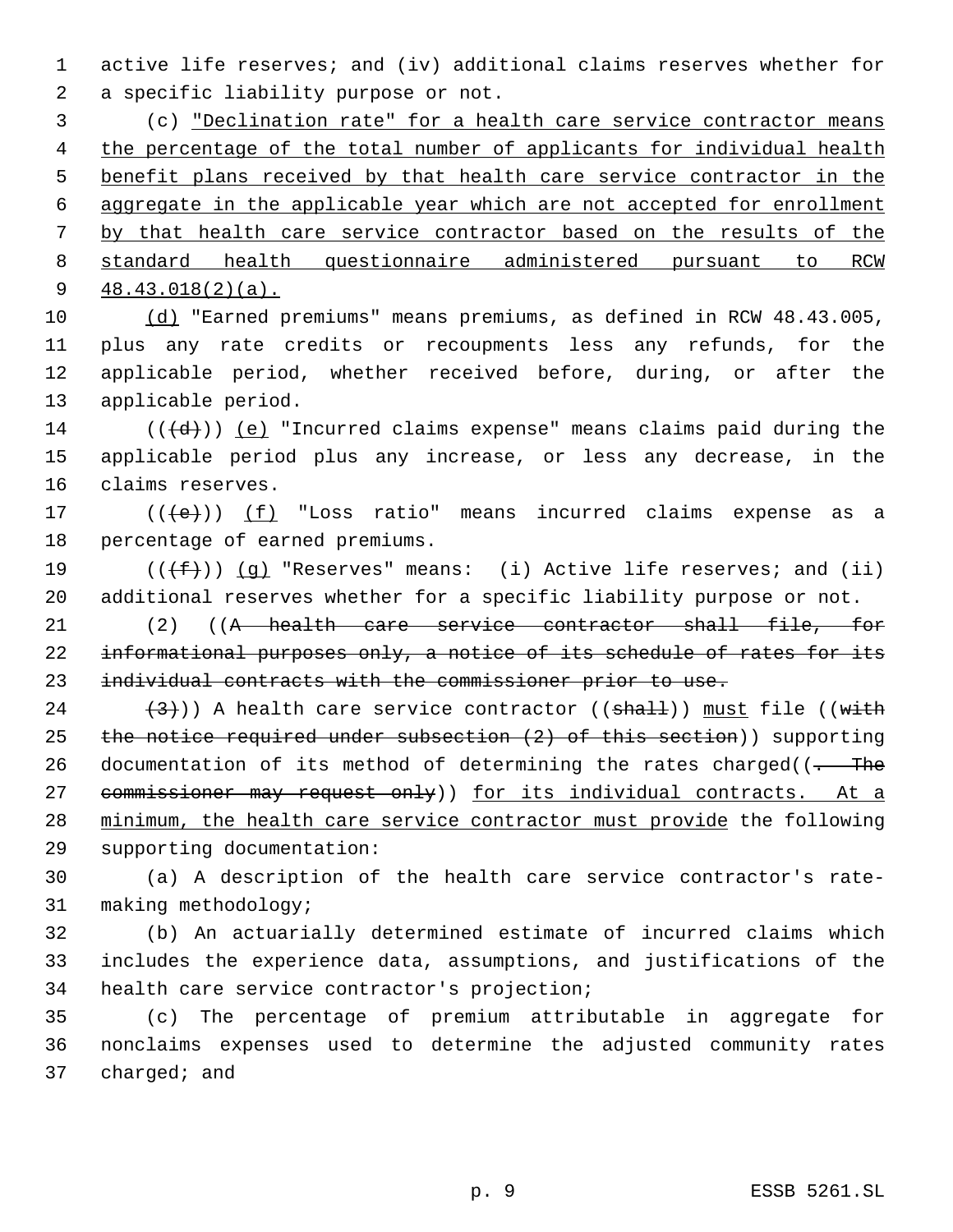active life reserves; and (iv) additional claims reserves whether for a specific liability purpose or not.

(c) <u>"Declination rate" for a health care service contractor means the percentage of the total number of applicants for individual health benefit plans received by that health care service contractor in the aggregate in the applicable year which are not accepted for enrollment by that health care service contractor based on the results of the standard health questionnaire administered pursuant to RCW 48.43.018(2)(a).</u>

<u>(d)</u> "Earned premiums" means premiums, as defined in RCW 48.43.005, plus any rate credits or recoupments less any refunds, for the applicable period, whether received before, during, or after the applicable period.

((~~(d)~~)) <u>(e)</u> "Incurred claims expense" means claims paid during the applicable period plus any increase, or less any decrease, in the claims reserves.

((~~(e)~~)) <u>(f)</u> "Loss ratio" means incurred claims expense as a percentage of earned premiums.

((~~(f)~~)) <u>(g)</u> "Reserves" means: (i) Active life reserves; and (ii) additional reserves whether for a specific liability purpose or not.

(2) ((~~A health care service contractor shall file, for informational purposes only, a notice of its schedule of rates for its individual contracts with the commissioner prior to use.~~

~~(3)~~)) A health care service contractor ((~~shall~~)) <u>must</u> file ((~~with the notice required under subsection (2) of this section~~)) supporting documentation of its method of determining the rates charged((~~. The commissioner may request only~~)) <u>for its individual contracts. At a minimum, the health care service contractor must provide</u> the following supporting documentation:

(a) A description of the health care service contractor's rate-making methodology;

(b) An actuarially determined estimate of incurred claims which includes the experience data, assumptions, and justifications of the health care service contractor's projection;

(c) The percentage of premium attributable in aggregate for nonclaims expenses used to determine the adjusted community rates charged; and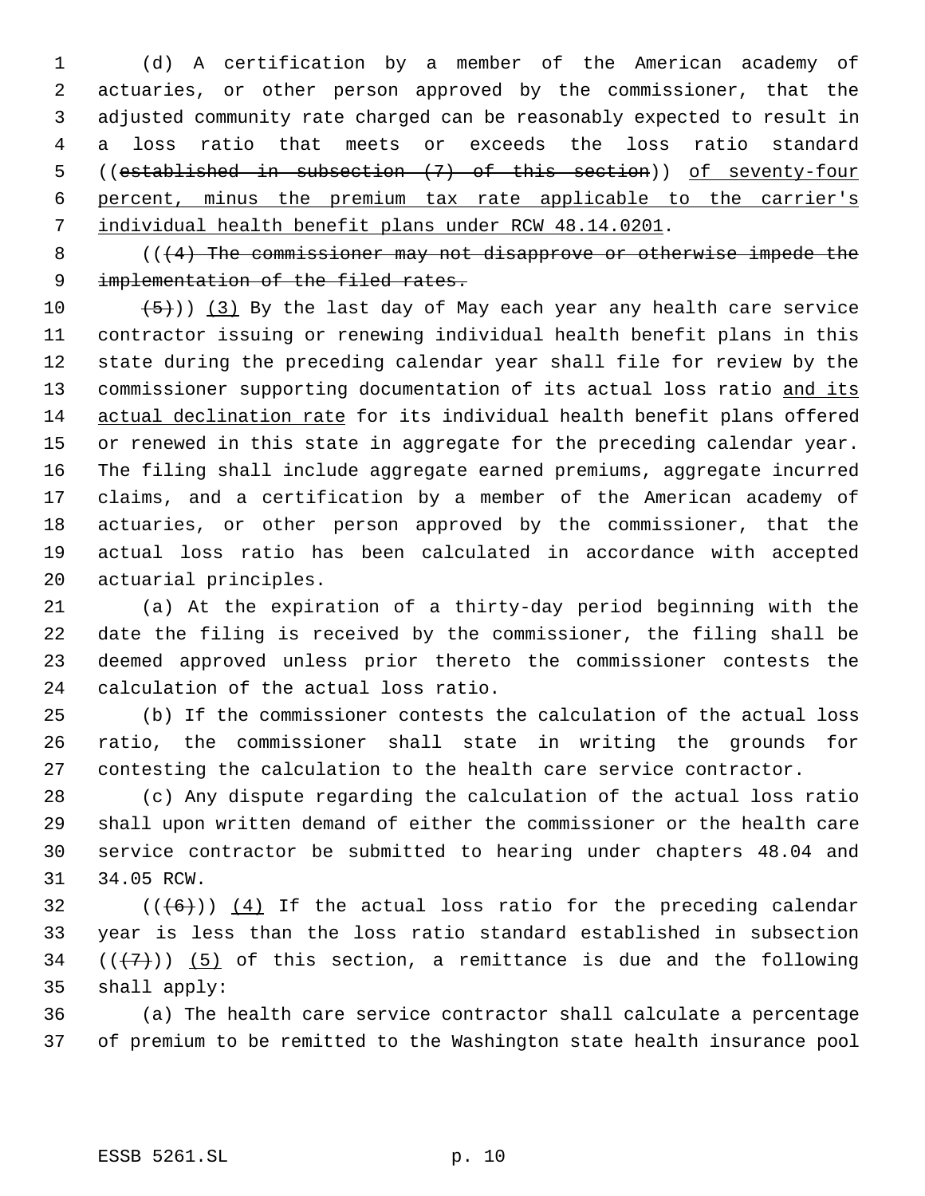(d) A certification by a member of the American academy of actuaries, or other person approved by the commissioner, that the adjusted community rate charged can be reasonably expected to result in a loss ratio that meets or exceeds the loss ratio standard ((~~established in subsection (7) of this section~~)) <u>of seventy-four percent, minus the premium tax rate applicable to the carrier's individual health benefit plans under RCW 48.14.0201</u>.

((~~(4) The commissioner may not disapprove or otherwise impede the implementation of the filed rates.~~

~~(5)~~)) <u>(3)</u> By the last day of May each year any health care service contractor issuing or renewing individual health benefit plans in this state during the preceding calendar year shall file for review by the commissioner supporting documentation of its actual loss ratio <u>and its actual declination rate</u> for its individual health benefit plans offered or renewed in this state in aggregate for the preceding calendar year. The filing shall include aggregate earned premiums, aggregate incurred claims, and a certification by a member of the American academy of actuaries, or other person approved by the commissioner, that the actual loss ratio has been calculated in accordance with accepted actuarial principles.

(a) At the expiration of a thirty-day period beginning with the date the filing is received by the commissioner, the filing shall be deemed approved unless prior thereto the commissioner contests the calculation of the actual loss ratio.

(b) If the commissioner contests the calculation of the actual loss ratio, the commissioner shall state in writing the grounds for contesting the calculation to the health care service contractor.

(c) Any dispute regarding the calculation of the actual loss ratio shall upon written demand of either the commissioner or the health care service contractor be submitted to hearing under chapters 48.04 and 34.05 RCW.

((~~(6)~~)) <u>(4)</u> If the actual loss ratio for the preceding calendar year is less than the loss ratio standard established in subsection ((~~(7)~~)) <u>(5)</u> of this section, a remittance is due and the following shall apply:

(a) The health care service contractor shall calculate a percentage of premium to be remitted to the Washington state health insurance pool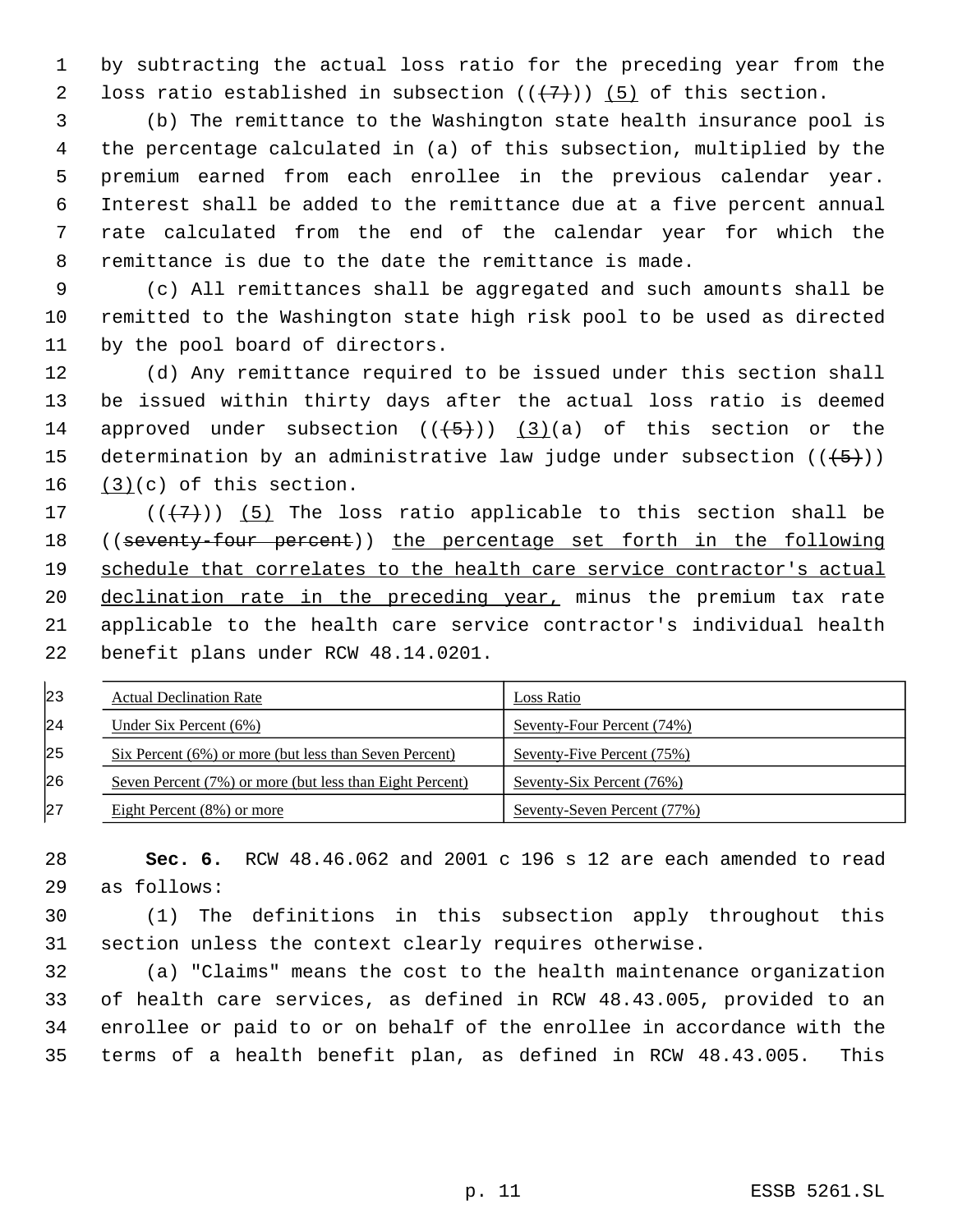by subtracting the actual loss ratio for the preceding year from the loss ratio established in subsection ((~~(7)~~)) (5) of this section.

(b) The remittance to the Washington state health insurance pool is the percentage calculated in (a) of this subsection, multiplied by the premium earned from each enrollee in the previous calendar year. Interest shall be added to the remittance due at a five percent annual rate calculated from the end of the calendar year for which the remittance is due to the date the remittance is made.

(c) All remittances shall be aggregated and such amounts shall be remitted to the Washington state high risk pool to be used as directed by the pool board of directors.

(d) Any remittance required to be issued under this section shall be issued within thirty days after the actual loss ratio is deemed approved under subsection ((~~(5)~~)) (3)(a) of this section or the determination by an administrative law judge under subsection ((~~(5)~~)) (3)(c) of this section.

((~~(7)~~)) (5) The loss ratio applicable to this section shall be ((~~seventy-four percent~~)) the percentage set forth in the following schedule that correlates to the health care service contractor's actual declination rate in the preceding year, minus the premium tax rate applicable to the health care service contractor's individual health benefit plans under RCW 48.14.0201.

| Actual Declination Rate | Loss Ratio |
| --- | --- |
| Under Six Percent (6%) | Seventy-Four Percent (74%) |
| Six Percent (6%) or more (but less than Seven Percent) | Seventy-Five Percent (75%) |
| Seven Percent (7%) or more (but less than Eight Percent) | Seventy-Six Percent (76%) |
| Eight Percent (8%) or more | Seventy-Seven Percent (77%) |

**Sec. 6.** RCW 48.46.062 and 2001 c 196 s 12 are each amended to read as follows:

(1) The definitions in this subsection apply throughout this section unless the context clearly requires otherwise.

(a) "Claims" means the cost to the health maintenance organization of health care services, as defined in RCW 48.43.005, provided to an enrollee or paid to or on behalf of the enrollee in accordance with the terms of a health benefit plan, as defined in RCW 48.43.005. This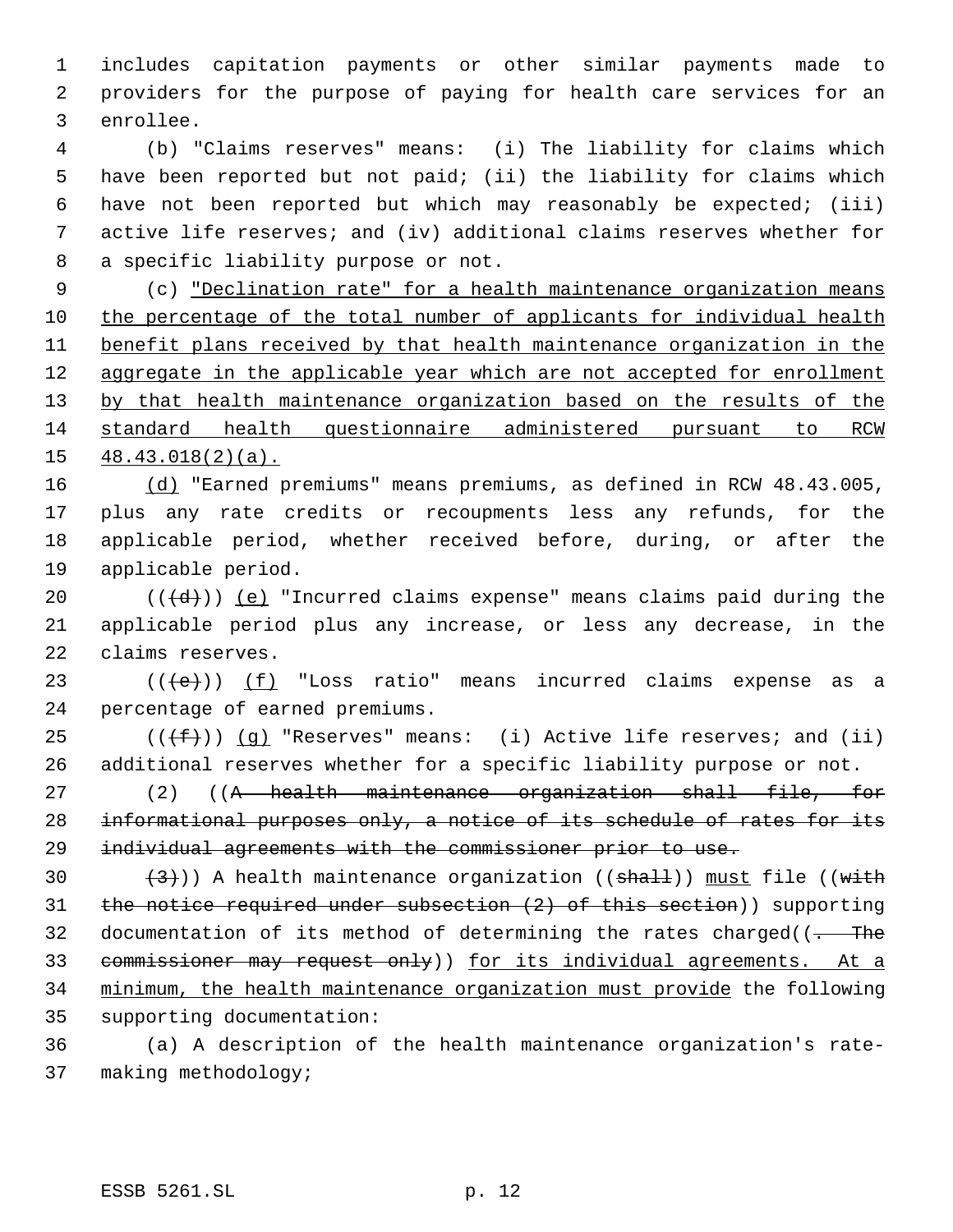includes capitation payments or other similar payments made to providers for the purpose of paying for health care services for an enrollee.

(b) "Claims reserves" means: (i) The liability for claims which have been reported but not paid; (ii) the liability for claims which have not been reported but which may reasonably be expected; (iii) active life reserves; and (iv) additional claims reserves whether for a specific liability purpose or not.

(c) <u>"Declination rate" for a health maintenance organization means the percentage of the total number of applicants for individual health benefit plans received by that health maintenance organization in the aggregate in the applicable year which are not accepted for enrollment by that health maintenance organization based on the results of the standard health questionnaire administered pursuant to RCW 48.43.018(2)(a).</u>

<u>(d)</u> "Earned premiums" means premiums, as defined in RCW 48.43.005, plus any rate credits or recoupments less any refunds, for the applicable period, whether received before, during, or after the applicable period.

((~~(d)~~)) <u>(e)</u> "Incurred claims expense" means claims paid during the applicable period plus any increase, or less any decrease, in the claims reserves.

((~~(e)~~)) <u>(f)</u> "Loss ratio" means incurred claims expense as a percentage of earned premiums.

((~~(f)~~)) <u>(g)</u> "Reserves" means: (i) Active life reserves; and (ii) additional reserves whether for a specific liability purpose or not.

(2) ((~~A health maintenance organization shall file, for informational purposes only, a notice of its schedule of rates for its individual agreements with the commissioner prior to use.~~

~~(3)~~)) A health maintenance organization ((~~shall~~)) <u>must</u> file ((~~with the notice required under subsection (2) of this section~~)) supporting documentation of its method of determining the rates charged((~~. The commissioner may request only~~)) <u>for its individual agreements. At a minimum, the health maintenance organization must provide</u> the following supporting documentation:

(a) A description of the health maintenance organization's rate-making methodology;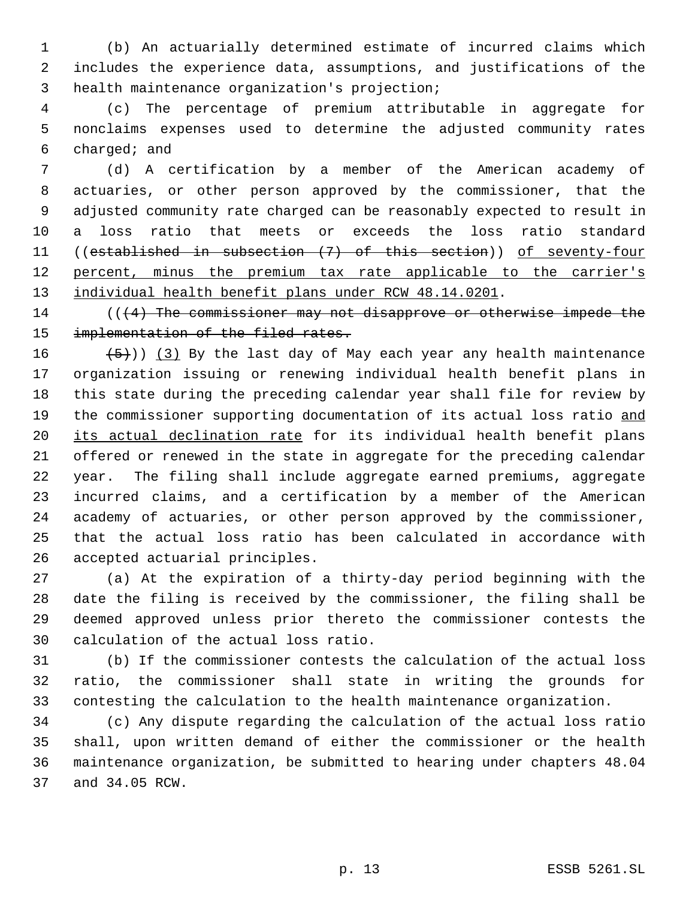(b) An actuarially determined estimate of incurred claims which includes the experience data, assumptions, and justifications of the health maintenance organization's projection;

(c) The percentage of premium attributable in aggregate for nonclaims expenses used to determine the adjusted community rates charged; and

(d) A certification by a member of the American academy of actuaries, or other person approved by the commissioner, that the adjusted community rate charged can be reasonably expected to result in a loss ratio that meets or exceeds the loss ratio standard ((~~established in subsection (7) of this section~~)) <u>of seventy-four percent, minus the premium tax rate applicable to the carrier's individual health benefit plans under RCW 48.14.0201</u>.

((~~(4) The commissioner may not disapprove or otherwise impede the implementation of the filed rates.~~

~~(5)~~)) <u>(3)</u> By the last day of May each year any health maintenance organization issuing or renewing individual health benefit plans in this state during the preceding calendar year shall file for review by the commissioner supporting documentation of its actual loss ratio <u>and its actual declination rate</u> for its individual health benefit plans offered or renewed in the state in aggregate for the preceding calendar year. The filing shall include aggregate earned premiums, aggregate incurred claims, and a certification by a member of the American academy of actuaries, or other person approved by the commissioner, that the actual loss ratio has been calculated in accordance with accepted actuarial principles.

(a) At the expiration of a thirty-day period beginning with the date the filing is received by the commissioner, the filing shall be deemed approved unless prior thereto the commissioner contests the calculation of the actual loss ratio.

(b) If the commissioner contests the calculation of the actual loss ratio, the commissioner shall state in writing the grounds for contesting the calculation to the health maintenance organization.

(c) Any dispute regarding the calculation of the actual loss ratio shall, upon written demand of either the commissioner or the health maintenance organization, be submitted to hearing under chapters 48.04 and 34.05 RCW.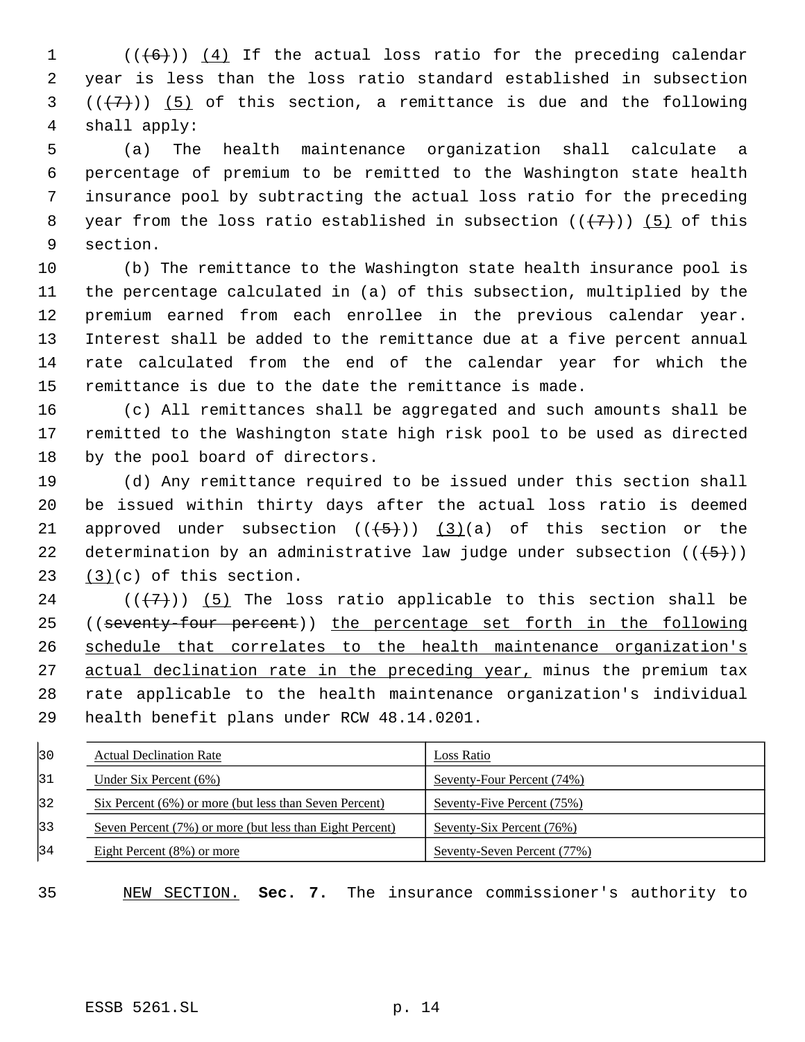((~~(6)~~)) (4) If the actual loss ratio for the preceding calendar year is less than the loss ratio standard established in subsection ((~~(7)~~)) (5) of this section, a remittance is due and the following shall apply:

(a) The health maintenance organization shall calculate a percentage of premium to be remitted to the Washington state health insurance pool by subtracting the actual loss ratio for the preceding year from the loss ratio established in subsection ((~~(7)~~)) (5) of this section.

(b) The remittance to the Washington state health insurance pool is the percentage calculated in (a) of this subsection, multiplied by the premium earned from each enrollee in the previous calendar year. Interest shall be added to the remittance due at a five percent annual rate calculated from the end of the calendar year for which the remittance is due to the date the remittance is made.

(c) All remittances shall be aggregated and such amounts shall be remitted to the Washington state high risk pool to be used as directed by the pool board of directors.

(d) Any remittance required to be issued under this section shall be issued within thirty days after the actual loss ratio is deemed approved under subsection ((~~(5)~~)) (3)(a) of this section or the determination by an administrative law judge under subsection ((~~(5)~~)) (3)(c) of this section.

((~~(7)~~)) (5) The loss ratio applicable to this section shall be ((~~seventy-four percent~~)) the percentage set forth in the following schedule that correlates to the health maintenance organization's actual declination rate in the preceding year, minus the premium tax rate applicable to the health maintenance organization's individual health benefit plans under RCW 48.14.0201.

| Actual Declination Rate | Loss Ratio |
|---|---|
| Under Six Percent (6%) | Seventy-Four Percent (74%) |
| Six Percent (6%) or more (but less than Seven Percent) | Seventy-Five Percent (75%) |
| Seven Percent (7%) or more (but less than Eight Percent) | Seventy-Six Percent (76%) |
| Eight Percent (8%) or more | Seventy-Seven Percent (77%) |

NEW SECTION. **Sec. 7.** The insurance commissioner's authority to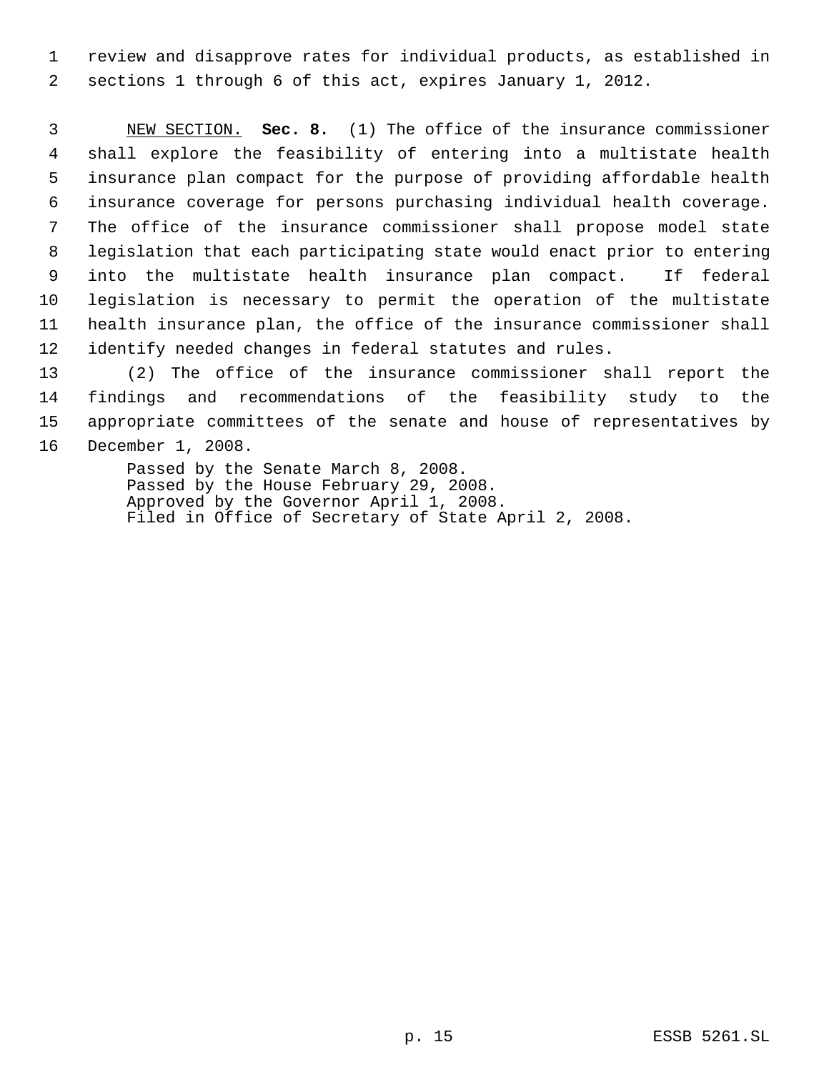review and disapprove rates for individual products, as established in sections 1 through 6 of this act, expires January 1, 2012.

NEW SECTION. **Sec. 8.** (1) The office of the insurance commissioner shall explore the feasibility of entering into a multistate health insurance plan compact for the purpose of providing affordable health insurance coverage for persons purchasing individual health coverage. The office of the insurance commissioner shall propose model state legislation that each participating state would enact prior to entering into the multistate health insurance plan compact. If federal legislation is necessary to permit the operation of the multistate health insurance plan, the office of the insurance commissioner shall identify needed changes in federal statutes and rules.

(2) The office of the insurance commissioner shall report the findings and recommendations of the feasibility study to the appropriate committees of the senate and house of representatives by December 1, 2008.

Passed by the Senate March 8, 2008.
Passed by the House February 29, 2008.
Approved by the Governor April 1, 2008.
Filed in Office of Secretary of State April 2, 2008.